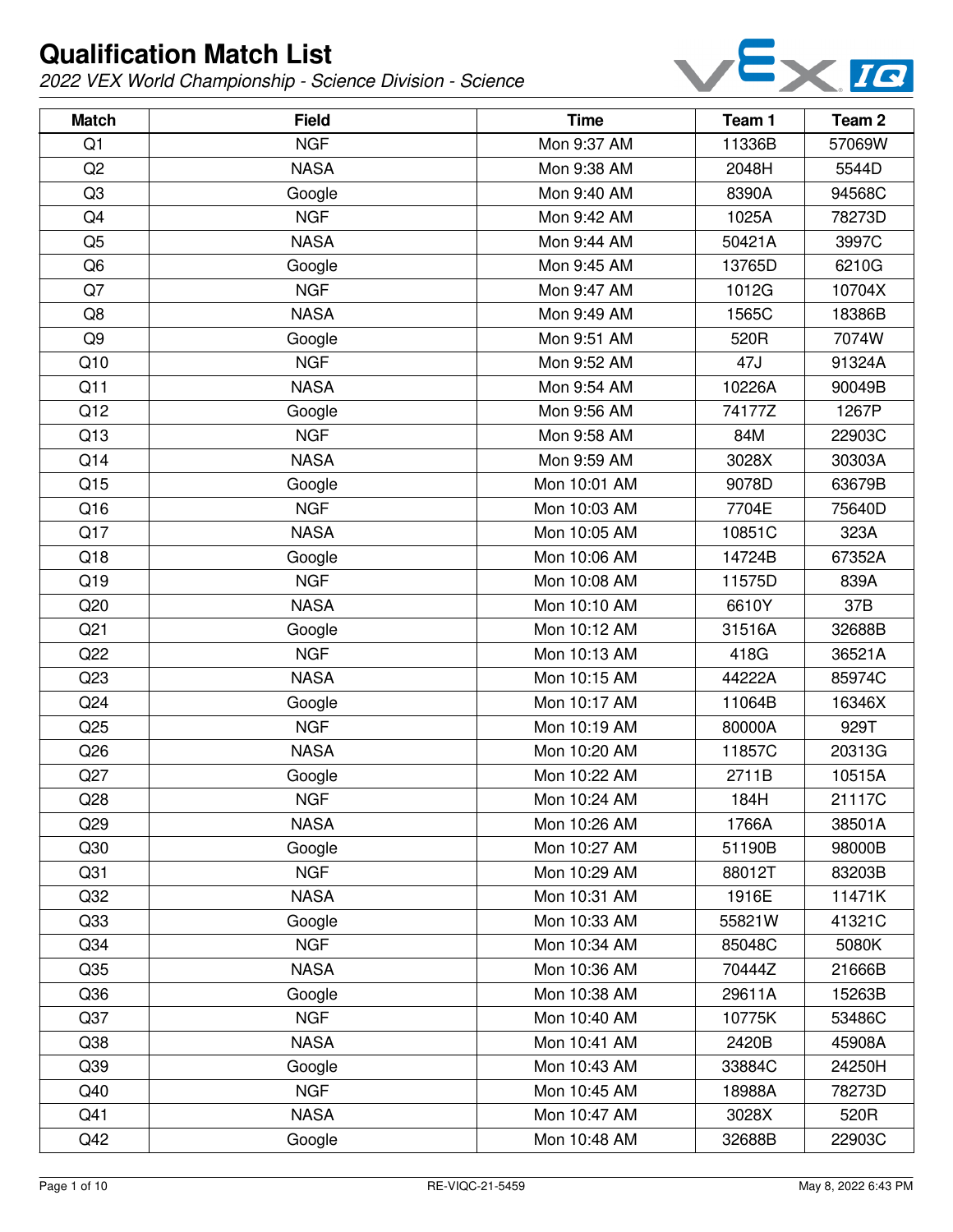# Qualification Match List

*2022 VEX World Championship - Science Division - Science*

| Match | Field | Time | Team 1 | Team 2 |
|---|---|---|---|---|
| Q1 | NGF | Mon 9:37 AM | 11336B | 57069W |
| Q2 | NASA | Mon 9:38 AM | 2048H | 5544D |
| Q3 | Google | Mon 9:40 AM | 8390A | 94568C |
| Q4 | NGF | Mon 9:42 AM | 1025A | 78273D |
| Q5 | NASA | Mon 9:44 AM | 50421A | 3997C |
| Q6 | Google | Mon 9:45 AM | 13765D | 6210G |
| Q7 | NGF | Mon 9:47 AM | 1012G | 10704X |
| Q8 | NASA | Mon 9:49 AM | 1565C | 18386B |
| Q9 | Google | Mon 9:51 AM | 520R | 7074W |
| Q10 | NGF | Mon 9:52 AM | 47J | 91324A |
| Q11 | NASA | Mon 9:54 AM | 10226A | 90049B |
| Q12 | Google | Mon 9:56 AM | 74177Z | 1267P |
| Q13 | NGF | Mon 9:58 AM | 84M | 22903C |
| Q14 | NASA | Mon 9:59 AM | 3028X | 30303A |
| Q15 | Google | Mon 10:01 AM | 9078D | 63679B |
| Q16 | NGF | Mon 10:03 AM | 7704E | 75640D |
| Q17 | NASA | Mon 10:05 AM | 10851C | 323A |
| Q18 | Google | Mon 10:06 AM | 14724B | 67352A |
| Q19 | NGF | Mon 10:08 AM | 11575D | 839A |
| Q20 | NASA | Mon 10:10 AM | 6610Y | 37B |
| Q21 | Google | Mon 10:12 AM | 31516A | 32688B |
| Q22 | NGF | Mon 10:13 AM | 418G | 36521A |
| Q23 | NASA | Mon 10:15 AM | 44222A | 85974C |
| Q24 | Google | Mon 10:17 AM | 11064B | 16346X |
| Q25 | NGF | Mon 10:19 AM | 80000A | 929T |
| Q26 | NASA | Mon 10:20 AM | 11857C | 20313G |
| Q27 | Google | Mon 10:22 AM | 2711B | 10515A |
| Q28 | NGF | Mon 10:24 AM | 184H | 21117C |
| Q29 | NASA | Mon 10:26 AM | 1766A | 38501A |
| Q30 | Google | Mon 10:27 AM | 51190B | 98000B |
| Q31 | NGF | Mon 10:29 AM | 88012T | 83203B |
| Q32 | NASA | Mon 10:31 AM | 1916E | 11471K |
| Q33 | Google | Mon 10:33 AM | 55821W | 41321C |
| Q34 | NGF | Mon 10:34 AM | 85048C | 5080K |
| Q35 | NASA | Mon 10:36 AM | 70444Z | 21666B |
| Q36 | Google | Mon 10:38 AM | 29611A | 15263B |
| Q37 | NGF | Mon 10:40 AM | 10775K | 53486C |
| Q38 | NASA | Mon 10:41 AM | 2420B | 45908A |
| Q39 | Google | Mon 10:43 AM | 33884C | 24250H |
| Q40 | NGF | Mon 10:45 AM | 18988A | 78273D |
| Q41 | NASA | Mon 10:47 AM | 3028X | 520R |
| Q42 | Google | Mon 10:48 AM | 32688B | 22903C |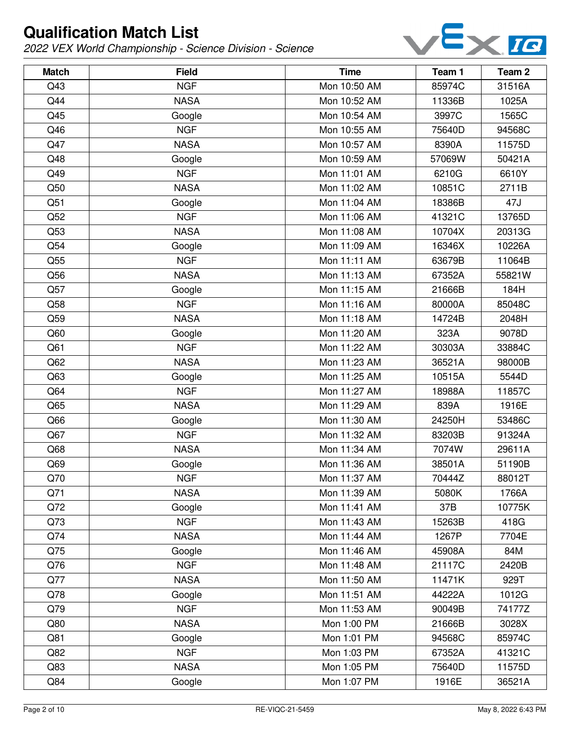# Qualification Match List

*2022 VEX World Championship - Science Division - Science*

| Match | Field | Time | Team 1 | Team 2 |
|---|---|---|---|---|
| Q43 | NGF | Mon 10:50 AM | 85974C | 31516A |
| Q44 | NASA | Mon 10:52 AM | 11336B | 1025A |
| Q45 | Google | Mon 10:54 AM | 3997C | 1565C |
| Q46 | NGF | Mon 10:55 AM | 75640D | 94568C |
| Q47 | NASA | Mon 10:57 AM | 8390A | 11575D |
| Q48 | Google | Mon 10:59 AM | 57069W | 50421A |
| Q49 | NGF | Mon 11:01 AM | 6210G | 6610Y |
| Q50 | NASA | Mon 11:02 AM | 10851C | 2711B |
| Q51 | Google | Mon 11:04 AM | 18386B | 47J |
| Q52 | NGF | Mon 11:06 AM | 41321C | 13765D |
| Q53 | NASA | Mon 11:08 AM | 10704X | 20313G |
| Q54 | Google | Mon 11:09 AM | 16346X | 10226A |
| Q55 | NGF | Mon 11:11 AM | 63679B | 11064B |
| Q56 | NASA | Mon 11:13 AM | 67352A | 55821W |
| Q57 | Google | Mon 11:15 AM | 21666B | 184H |
| Q58 | NGF | Mon 11:16 AM | 80000A | 85048C |
| Q59 | NASA | Mon 11:18 AM | 14724B | 2048H |
| Q60 | Google | Mon 11:20 AM | 323A | 9078D |
| Q61 | NGF | Mon 11:22 AM | 30303A | 33884C |
| Q62 | NASA | Mon 11:23 AM | 36521A | 98000B |
| Q63 | Google | Mon 11:25 AM | 10515A | 5544D |
| Q64 | NGF | Mon 11:27 AM | 18988A | 11857C |
| Q65 | NASA | Mon 11:29 AM | 839A | 1916E |
| Q66 | Google | Mon 11:30 AM | 24250H | 53486C |
| Q67 | NGF | Mon 11:32 AM | 83203B | 91324A |
| Q68 | NASA | Mon 11:34 AM | 7074W | 29611A |
| Q69 | Google | Mon 11:36 AM | 38501A | 51190B |
| Q70 | NGF | Mon 11:37 AM | 70444Z | 88012T |
| Q71 | NASA | Mon 11:39 AM | 5080K | 1766A |
| Q72 | Google | Mon 11:41 AM | 37B | 10775K |
| Q73 | NGF | Mon 11:43 AM | 15263B | 418G |
| Q74 | NASA | Mon 11:44 AM | 1267P | 7704E |
| Q75 | Google | Mon 11:46 AM | 45908A | 84M |
| Q76 | NGF | Mon 11:48 AM | 21117C | 2420B |
| Q77 | NASA | Mon 11:50 AM | 11471K | 929T |
| Q78 | Google | Mon 11:51 AM | 44222A | 1012G |
| Q79 | NGF | Mon 11:53 AM | 90049B | 74177Z |
| Q80 | NASA | Mon 1:00 PM | 21666B | 3028X |
| Q81 | Google | Mon 1:01 PM | 94568C | 85974C |
| Q82 | NGF | Mon 1:03 PM | 67352A | 41321C |
| Q83 | NASA | Mon 1:05 PM | 75640D | 11575D |
| Q84 | Google | Mon 1:07 PM | 1916E | 36521A |

RE-VIQC-21-5459 May 8, 2022 6:43 PM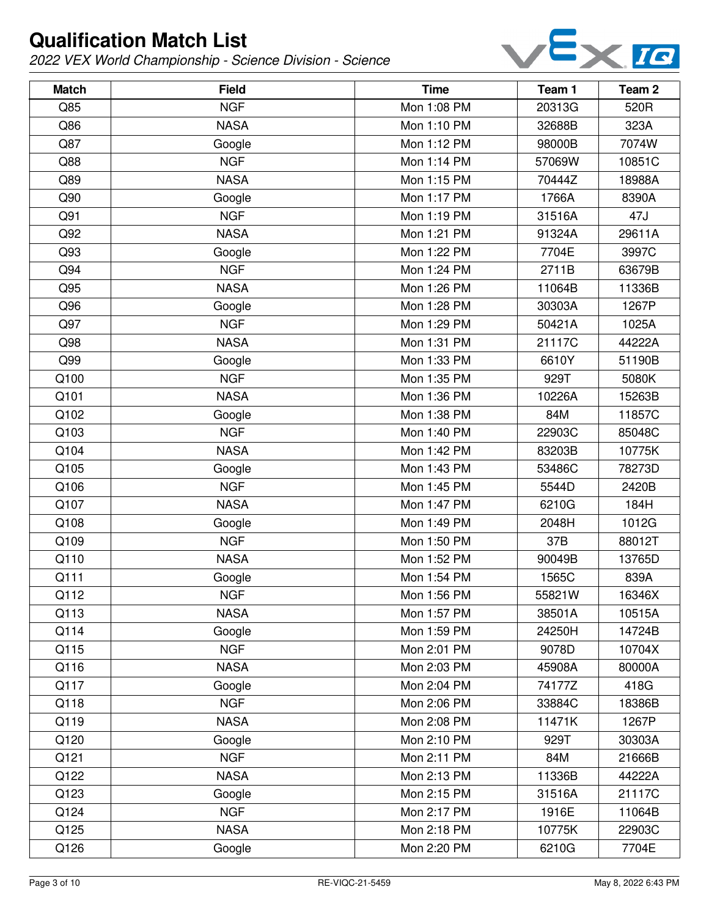# Qualification Match List

*2022 VEX World Championship - Science Division - Science*

| Match | Field | Time | Team 1 | Team 2 |
|---|---|---|---|---|
| Q85 | NGF | Mon 1:08 PM | 20313G | 520R |
| Q86 | NASA | Mon 1:10 PM | 32688B | 323A |
| Q87 | Google | Mon 1:12 PM | 98000B | 7074W |
| Q88 | NGF | Mon 1:14 PM | 57069W | 10851C |
| Q89 | NASA | Mon 1:15 PM | 70444Z | 18988A |
| Q90 | Google | Mon 1:17 PM | 1766A | 8390A |
| Q91 | NGF | Mon 1:19 PM | 31516A | 47J |
| Q92 | NASA | Mon 1:21 PM | 91324A | 29611A |
| Q93 | Google | Mon 1:22 PM | 7704E | 3997C |
| Q94 | NGF | Mon 1:24 PM | 2711B | 63679B |
| Q95 | NASA | Mon 1:26 PM | 11064B | 11336B |
| Q96 | Google | Mon 1:28 PM | 30303A | 1267P |
| Q97 | NGF | Mon 1:29 PM | 50421A | 1025A |
| Q98 | NASA | Mon 1:31 PM | 21117C | 44222A |
| Q99 | Google | Mon 1:33 PM | 6610Y | 51190B |
| Q100 | NGF | Mon 1:35 PM | 929T | 5080K |
| Q101 | NASA | Mon 1:36 PM | 10226A | 15263B |
| Q102 | Google | Mon 1:38 PM | 84M | 11857C |
| Q103 | NGF | Mon 1:40 PM | 22903C | 85048C |
| Q104 | NASA | Mon 1:42 PM | 83203B | 10775K |
| Q105 | Google | Mon 1:43 PM | 53486C | 78273D |
| Q106 | NGF | Mon 1:45 PM | 5544D | 2420B |
| Q107 | NASA | Mon 1:47 PM | 6210G | 184H |
| Q108 | Google | Mon 1:49 PM | 2048H | 1012G |
| Q109 | NGF | Mon 1:50 PM | 37B | 88012T |
| Q110 | NASA | Mon 1:52 PM | 90049B | 13765D |
| Q111 | Google | Mon 1:54 PM | 1565C | 839A |
| Q112 | NGF | Mon 1:56 PM | 55821W | 16346X |
| Q113 | NASA | Mon 1:57 PM | 38501A | 10515A |
| Q114 | Google | Mon 1:59 PM | 24250H | 14724B |
| Q115 | NGF | Mon 2:01 PM | 9078D | 10704X |
| Q116 | NASA | Mon 2:03 PM | 45908A | 80000A |
| Q117 | Google | Mon 2:04 PM | 74177Z | 418G |
| Q118 | NGF | Mon 2:06 PM | 33884C | 18386B |
| Q119 | NASA | Mon 2:08 PM | 11471K | 1267P |
| Q120 | Google | Mon 2:10 PM | 929T | 30303A |
| Q121 | NGF | Mon 2:11 PM | 84M | 21666B |
| Q122 | NASA | Mon 2:13 PM | 11336B | 44222A |
| Q123 | Google | Mon 2:15 PM | 31516A | 21117C |
| Q124 | NGF | Mon 2:17 PM | 1916E | 11064B |
| Q125 | NASA | Mon 2:18 PM | 10775K | 22903C |
| Q126 | Google | Mon 2:20 PM | 6210G | 7704E |

RE-VIQC-21-5459

May 8, 2022 6:43 PM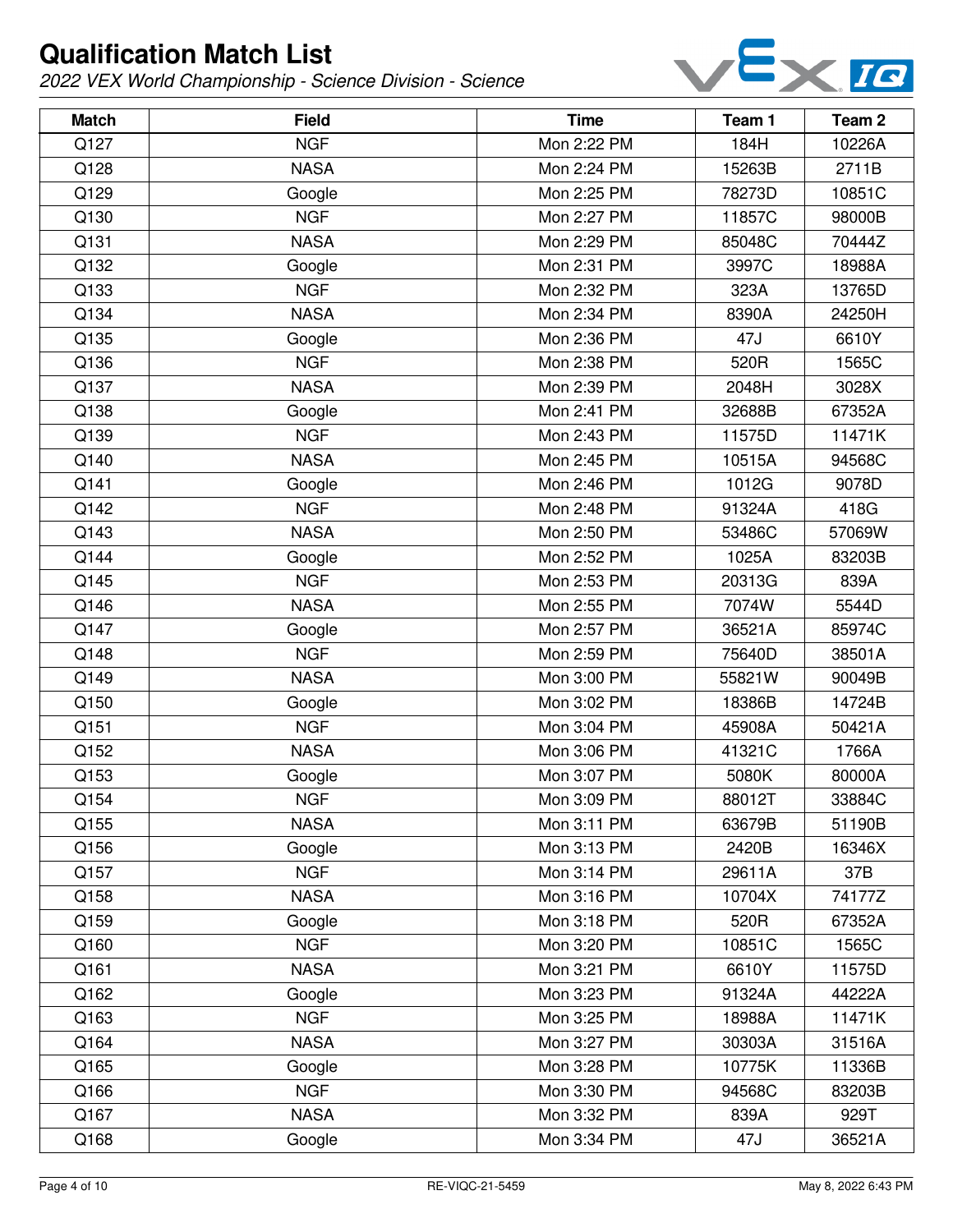# Qualification Match List

*2022 VEX World Championship - Science Division - Science*

| Match | Field | Time | Team 1 | Team 2 |
|---|---|---|---|---|
| Q127 | NGF | Mon 2:22 PM | 184H | 10226A |
| Q128 | NASA | Mon 2:24 PM | 15263B | 2711B |
| Q129 | Google | Mon 2:25 PM | 78273D | 10851C |
| Q130 | NGF | Mon 2:27 PM | 11857C | 98000B |
| Q131 | NASA | Mon 2:29 PM | 85048C | 70444Z |
| Q132 | Google | Mon 2:31 PM | 3997C | 18988A |
| Q133 | NGF | Mon 2:32 PM | 323A | 13765D |
| Q134 | NASA | Mon 2:34 PM | 8390A | 24250H |
| Q135 | Google | Mon 2:36 PM | 47J | 6610Y |
| Q136 | NGF | Mon 2:38 PM | 520R | 1565C |
| Q137 | NASA | Mon 2:39 PM | 2048H | 3028X |
| Q138 | Google | Mon 2:41 PM | 32688B | 67352A |
| Q139 | NGF | Mon 2:43 PM | 11575D | 11471K |
| Q140 | NASA | Mon 2:45 PM | 10515A | 94568C |
| Q141 | Google | Mon 2:46 PM | 1012G | 9078D |
| Q142 | NGF | Mon 2:48 PM | 91324A | 418G |
| Q143 | NASA | Mon 2:50 PM | 53486C | 57069W |
| Q144 | Google | Mon 2:52 PM | 1025A | 83203B |
| Q145 | NGF | Mon 2:53 PM | 20313G | 839A |
| Q146 | NASA | Mon 2:55 PM | 7074W | 5544D |
| Q147 | Google | Mon 2:57 PM | 36521A | 85974C |
| Q148 | NGF | Mon 2:59 PM | 75640D | 38501A |
| Q149 | NASA | Mon 3:00 PM | 55821W | 90049B |
| Q150 | Google | Mon 3:02 PM | 18386B | 14724B |
| Q151 | NGF | Mon 3:04 PM | 45908A | 50421A |
| Q152 | NASA | Mon 3:06 PM | 41321C | 1766A |
| Q153 | Google | Mon 3:07 PM | 5080K | 80000A |
| Q154 | NGF | Mon 3:09 PM | 88012T | 33884C |
| Q155 | NASA | Mon 3:11 PM | 63679B | 51190B |
| Q156 | Google | Mon 3:13 PM | 2420B | 16346X |
| Q157 | NGF | Mon 3:14 PM | 29611A | 37B |
| Q158 | NASA | Mon 3:16 PM | 10704X | 74177Z |
| Q159 | Google | Mon 3:18 PM | 520R | 67352A |
| Q160 | NGF | Mon 3:20 PM | 10851C | 1565C |
| Q161 | NASA | Mon 3:21 PM | 6610Y | 11575D |
| Q162 | Google | Mon 3:23 PM | 91324A | 44222A |
| Q163 | NGF | Mon 3:25 PM | 18988A | 11471K |
| Q164 | NASA | Mon 3:27 PM | 30303A | 31516A |
| Q165 | Google | Mon 3:28 PM | 10775K | 11336B |
| Q166 | NGF | Mon 3:30 PM | 94568C | 83203B |
| Q167 | NASA | Mon 3:32 PM | 839A | 929T |
| Q168 | Google | Mon 3:34 PM | 47J | 36521A |

RE-VIQC-21-5459

May 8, 2022 6:43 PM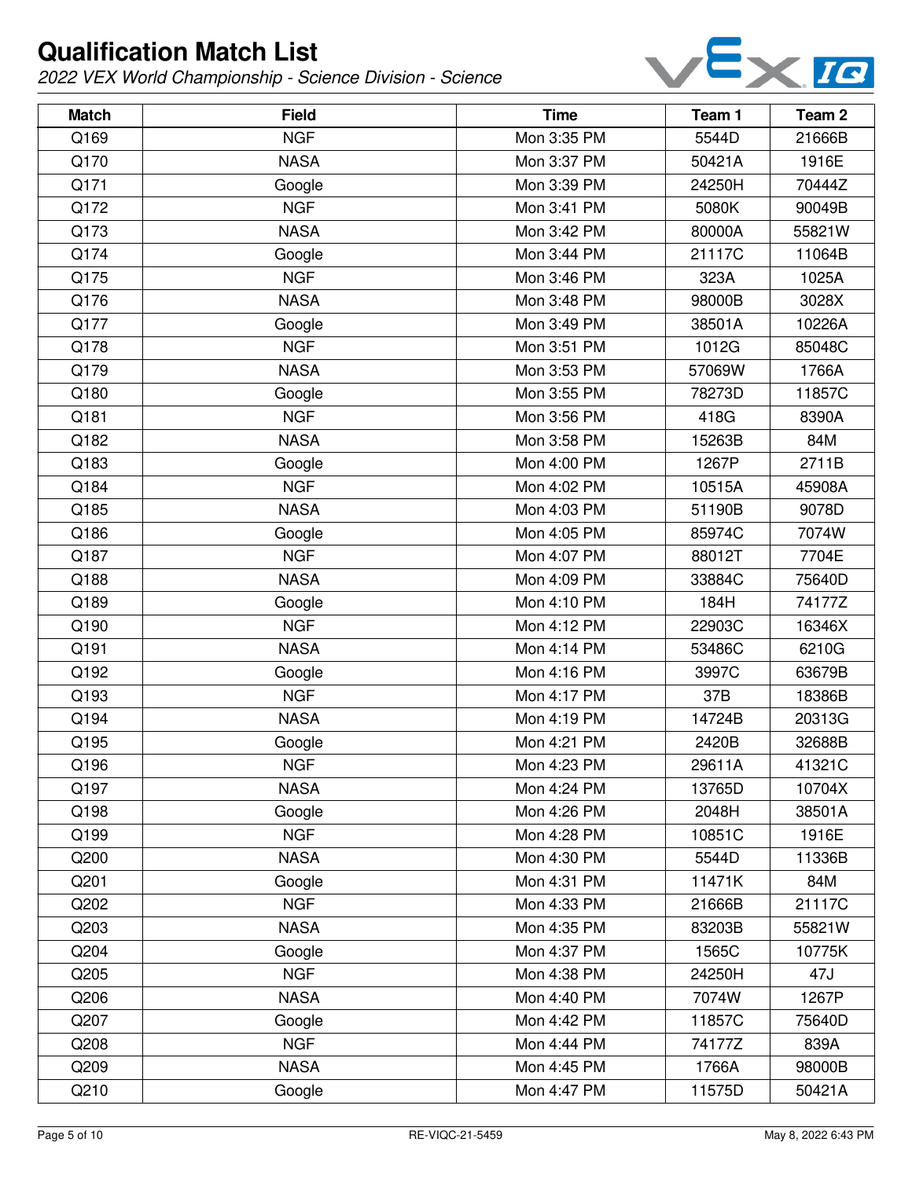# Qualification Match List

*2022 VEX World Championship - Science Division - Science*

| Match | Field | Time | Team 1 | Team 2 |
|---|---|---|---|---|
| Q169 | NGF | Mon 3:35 PM | 5544D | 21666B |
| Q170 | NASA | Mon 3:37 PM | 50421A | 1916E |
| Q171 | Google | Mon 3:39 PM | 24250H | 70444Z |
| Q172 | NGF | Mon 3:41 PM | 5080K | 90049B |
| Q173 | NASA | Mon 3:42 PM | 80000A | 55821W |
| Q174 | Google | Mon 3:44 PM | 21117C | 11064B |
| Q175 | NGF | Mon 3:46 PM | 323A | 1025A |
| Q176 | NASA | Mon 3:48 PM | 98000B | 3028X |
| Q177 | Google | Mon 3:49 PM | 38501A | 10226A |
| Q178 | NGF | Mon 3:51 PM | 1012G | 85048C |
| Q179 | NASA | Mon 3:53 PM | 57069W | 1766A |
| Q180 | Google | Mon 3:55 PM | 78273D | 11857C |
| Q181 | NGF | Mon 3:56 PM | 418G | 8390A |
| Q182 | NASA | Mon 3:58 PM | 15263B | 84M |
| Q183 | Google | Mon 4:00 PM | 1267P | 2711B |
| Q184 | NGF | Mon 4:02 PM | 10515A | 45908A |
| Q185 | NASA | Mon 4:03 PM | 51190B | 9078D |
| Q186 | Google | Mon 4:05 PM | 85974C | 7074W |
| Q187 | NGF | Mon 4:07 PM | 88012T | 7704E |
| Q188 | NASA | Mon 4:09 PM | 33884C | 75640D |
| Q189 | Google | Mon 4:10 PM | 184H | 74177Z |
| Q190 | NGF | Mon 4:12 PM | 22903C | 16346X |
| Q191 | NASA | Mon 4:14 PM | 53486C | 6210G |
| Q192 | Google | Mon 4:16 PM | 3997C | 63679B |
| Q193 | NGF | Mon 4:17 PM | 37B | 18386B |
| Q194 | NASA | Mon 4:19 PM | 14724B | 20313G |
| Q195 | Google | Mon 4:21 PM | 2420B | 32688B |
| Q196 | NGF | Mon 4:23 PM | 29611A | 41321C |
| Q197 | NASA | Mon 4:24 PM | 13765D | 10704X |
| Q198 | Google | Mon 4:26 PM | 2048H | 38501A |
| Q199 | NGF | Mon 4:28 PM | 10851C | 1916E |
| Q200 | NASA | Mon 4:30 PM | 5544D | 11336B |
| Q201 | Google | Mon 4:31 PM | 11471K | 84M |
| Q202 | NGF | Mon 4:33 PM | 21666B | 21117C |
| Q203 | NASA | Mon 4:35 PM | 83203B | 55821W |
| Q204 | Google | Mon 4:37 PM | 1565C | 10775K |
| Q205 | NGF | Mon 4:38 PM | 24250H | 47J |
| Q206 | NASA | Mon 4:40 PM | 7074W | 1267P |
| Q207 | Google | Mon 4:42 PM | 11857C | 75640D |
| Q208 | NGF | Mon 4:44 PM | 74177Z | 839A |
| Q209 | NASA | Mon 4:45 PM | 1766A | 98000B |
| Q210 | Google | Mon 4:47 PM | 11575D | 50421A |

RE-VIQC-21-5459

May 8, 2022 6:43 PM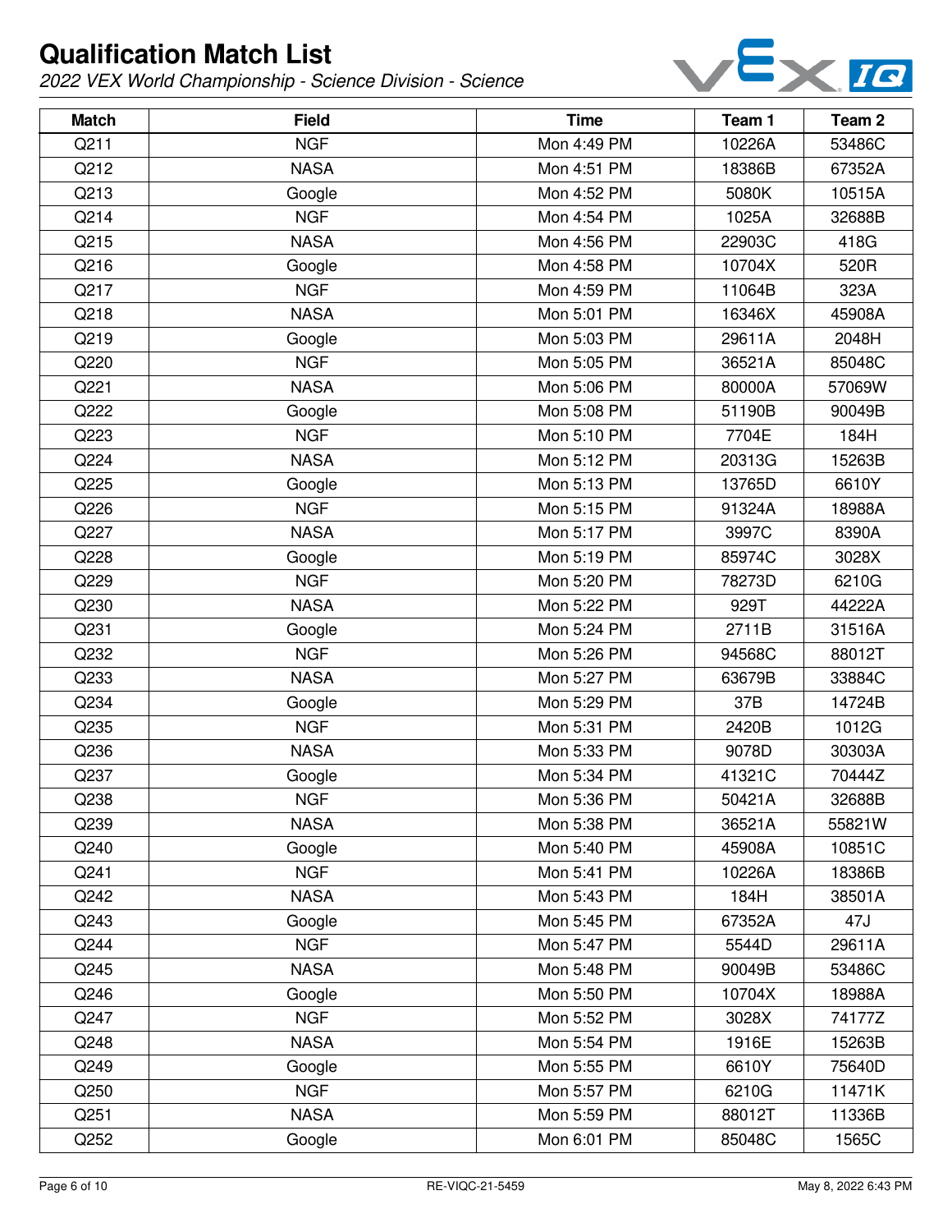# Qualification Match List

*2022 VEX World Championship - Science Division - Science*

| Match | Field | Time | Team 1 | Team 2 |
|---|---|---|---|---|
| Q211 | NGF | Mon 4:49 PM | 10226A | 53486C |
| Q212 | NASA | Mon 4:51 PM | 18386B | 67352A |
| Q213 | Google | Mon 4:52 PM | 5080K | 10515A |
| Q214 | NGF | Mon 4:54 PM | 1025A | 32688B |
| Q215 | NASA | Mon 4:56 PM | 22903C | 418G |
| Q216 | Google | Mon 4:58 PM | 10704X | 520R |
| Q217 | NGF | Mon 4:59 PM | 11064B | 323A |
| Q218 | NASA | Mon 5:01 PM | 16346X | 45908A |
| Q219 | Google | Mon 5:03 PM | 29611A | 2048H |
| Q220 | NGF | Mon 5:05 PM | 36521A | 85048C |
| Q221 | NASA | Mon 5:06 PM | 80000A | 57069W |
| Q222 | Google | Mon 5:08 PM | 51190B | 90049B |
| Q223 | NGF | Mon 5:10 PM | 7704E | 184H |
| Q224 | NASA | Mon 5:12 PM | 20313G | 15263B |
| Q225 | Google | Mon 5:13 PM | 13765D | 6610Y |
| Q226 | NGF | Mon 5:15 PM | 91324A | 18988A |
| Q227 | NASA | Mon 5:17 PM | 3997C | 8390A |
| Q228 | Google | Mon 5:19 PM | 85974C | 3028X |
| Q229 | NGF | Mon 5:20 PM | 78273D | 6210G |
| Q230 | NASA | Mon 5:22 PM | 929T | 44222A |
| Q231 | Google | Mon 5:24 PM | 2711B | 31516A |
| Q232 | NGF | Mon 5:26 PM | 94568C | 88012T |
| Q233 | NASA | Mon 5:27 PM | 63679B | 33884C |
| Q234 | Google | Mon 5:29 PM | 37B | 14724B |
| Q235 | NGF | Mon 5:31 PM | 2420B | 1012G |
| Q236 | NASA | Mon 5:33 PM | 9078D | 30303A |
| Q237 | Google | Mon 5:34 PM | 41321C | 70444Z |
| Q238 | NGF | Mon 5:36 PM | 50421A | 32688B |
| Q239 | NASA | Mon 5:38 PM | 36521A | 55821W |
| Q240 | Google | Mon 5:40 PM | 45908A | 10851C |
| Q241 | NGF | Mon 5:41 PM | 10226A | 18386B |
| Q242 | NASA | Mon 5:43 PM | 184H | 38501A |
| Q243 | Google | Mon 5:45 PM | 67352A | 47J |
| Q244 | NGF | Mon 5:47 PM | 5544D | 29611A |
| Q245 | NASA | Mon 5:48 PM | 90049B | 53486C |
| Q246 | Google | Mon 5:50 PM | 10704X | 18988A |
| Q247 | NGF | Mon 5:52 PM | 3028X | 74177Z |
| Q248 | NASA | Mon 5:54 PM | 1916E | 15263B |
| Q249 | Google | Mon 5:55 PM | 6610Y | 75640D |
| Q250 | NGF | Mon 5:57 PM | 6210G | 11471K |
| Q251 | NASA | Mon 5:59 PM | 88012T | 11336B |
| Q252 | Google | Mon 6:01 PM | 85048C | 1565C |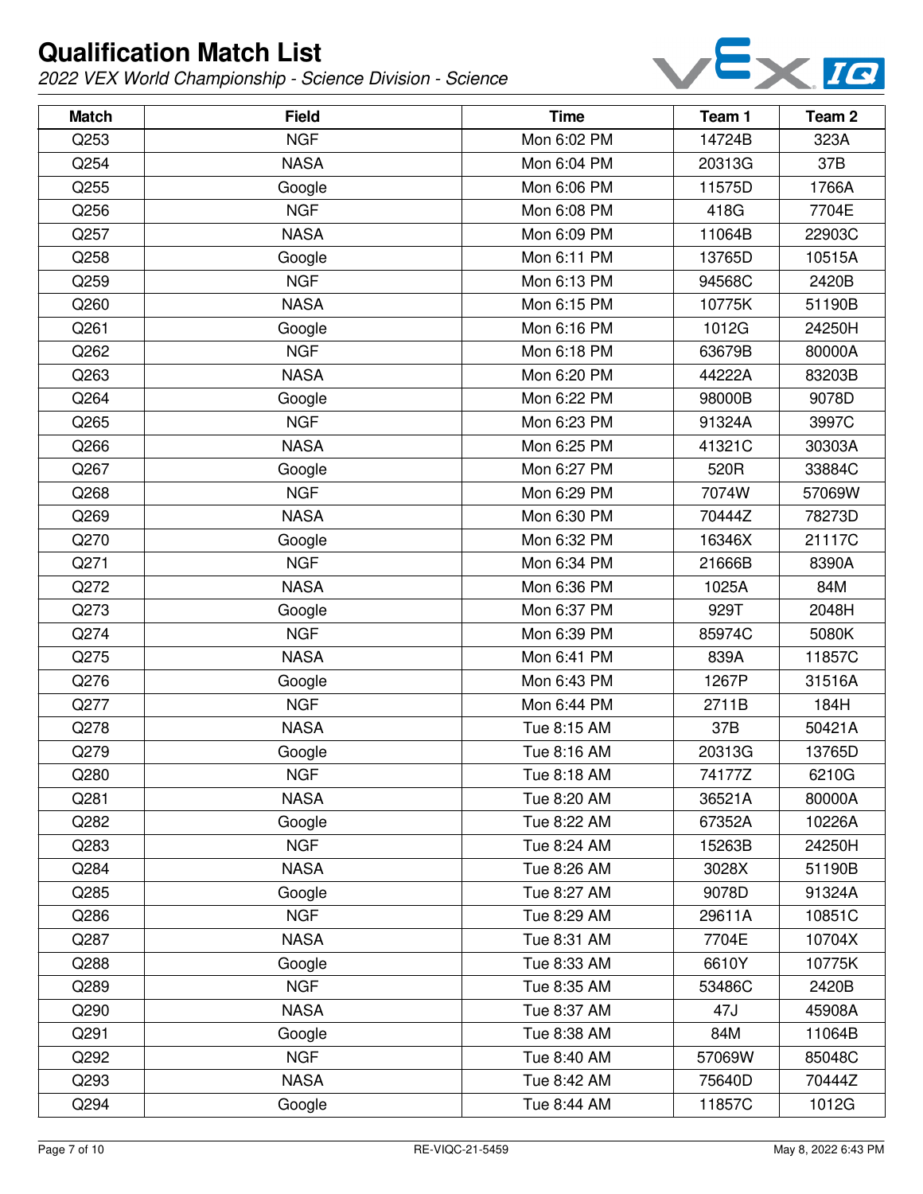# Qualification Match List

*2022 VEX World Championship - Science Division - Science*

| Match | Field | Time | Team 1 | Team 2 |
|---|---|---|---|---|
| Q253 | NGF | Mon 6:02 PM | 14724B | 323A |
| Q254 | NASA | Mon 6:04 PM | 20313G | 37B |
| Q255 | Google | Mon 6:06 PM | 11575D | 1766A |
| Q256 | NGF | Mon 6:08 PM | 418G | 7704E |
| Q257 | NASA | Mon 6:09 PM | 11064B | 22903C |
| Q258 | Google | Mon 6:11 PM | 13765D | 10515A |
| Q259 | NGF | Mon 6:13 PM | 94568C | 2420B |
| Q260 | NASA | Mon 6:15 PM | 10775K | 51190B |
| Q261 | Google | Mon 6:16 PM | 1012G | 24250H |
| Q262 | NGF | Mon 6:18 PM | 63679B | 80000A |
| Q263 | NASA | Mon 6:20 PM | 44222A | 83203B |
| Q264 | Google | Mon 6:22 PM | 98000B | 9078D |
| Q265 | NGF | Mon 6:23 PM | 91324A | 3997C |
| Q266 | NASA | Mon 6:25 PM | 41321C | 30303A |
| Q267 | Google | Mon 6:27 PM | 520R | 33884C |
| Q268 | NGF | Mon 6:29 PM | 7074W | 57069W |
| Q269 | NASA | Mon 6:30 PM | 70444Z | 78273D |
| Q270 | Google | Mon 6:32 PM | 16346X | 21117C |
| Q271 | NGF | Mon 6:34 PM | 21666B | 8390A |
| Q272 | NASA | Mon 6:36 PM | 1025A | 84M |
| Q273 | Google | Mon 6:37 PM | 929T | 2048H |
| Q274 | NGF | Mon 6:39 PM | 85974C | 5080K |
| Q275 | NASA | Mon 6:41 PM | 839A | 11857C |
| Q276 | Google | Mon 6:43 PM | 1267P | 31516A |
| Q277 | NGF | Mon 6:44 PM | 2711B | 184H |
| Q278 | NASA | Tue 8:15 AM | 37B | 50421A |
| Q279 | Google | Tue 8:16 AM | 20313G | 13765D |
| Q280 | NGF | Tue 8:18 AM | 74177Z | 6210G |
| Q281 | NASA | Tue 8:20 AM | 36521A | 80000A |
| Q282 | Google | Tue 8:22 AM | 67352A | 10226A |
| Q283 | NGF | Tue 8:24 AM | 15263B | 24250H |
| Q284 | NASA | Tue 8:26 AM | 3028X | 51190B |
| Q285 | Google | Tue 8:27 AM | 9078D | 91324A |
| Q286 | NGF | Tue 8:29 AM | 29611A | 10851C |
| Q287 | NASA | Tue 8:31 AM | 7704E | 10704X |
| Q288 | Google | Tue 8:33 AM | 6610Y | 10775K |
| Q289 | NGF | Tue 8:35 AM | 53486C | 2420B |
| Q290 | NASA | Tue 8:37 AM | 47J | 45908A |
| Q291 | Google | Tue 8:38 AM | 84M | 11064B |
| Q292 | NGF | Tue 8:40 AM | 57069W | 85048C |
| Q293 | NASA | Tue 8:42 AM | 75640D | 70444Z |
| Q294 | Google | Tue 8:44 AM | 11857C | 1012G |

RE-VIQC-21-5459 May 8, 2022 6:43 PM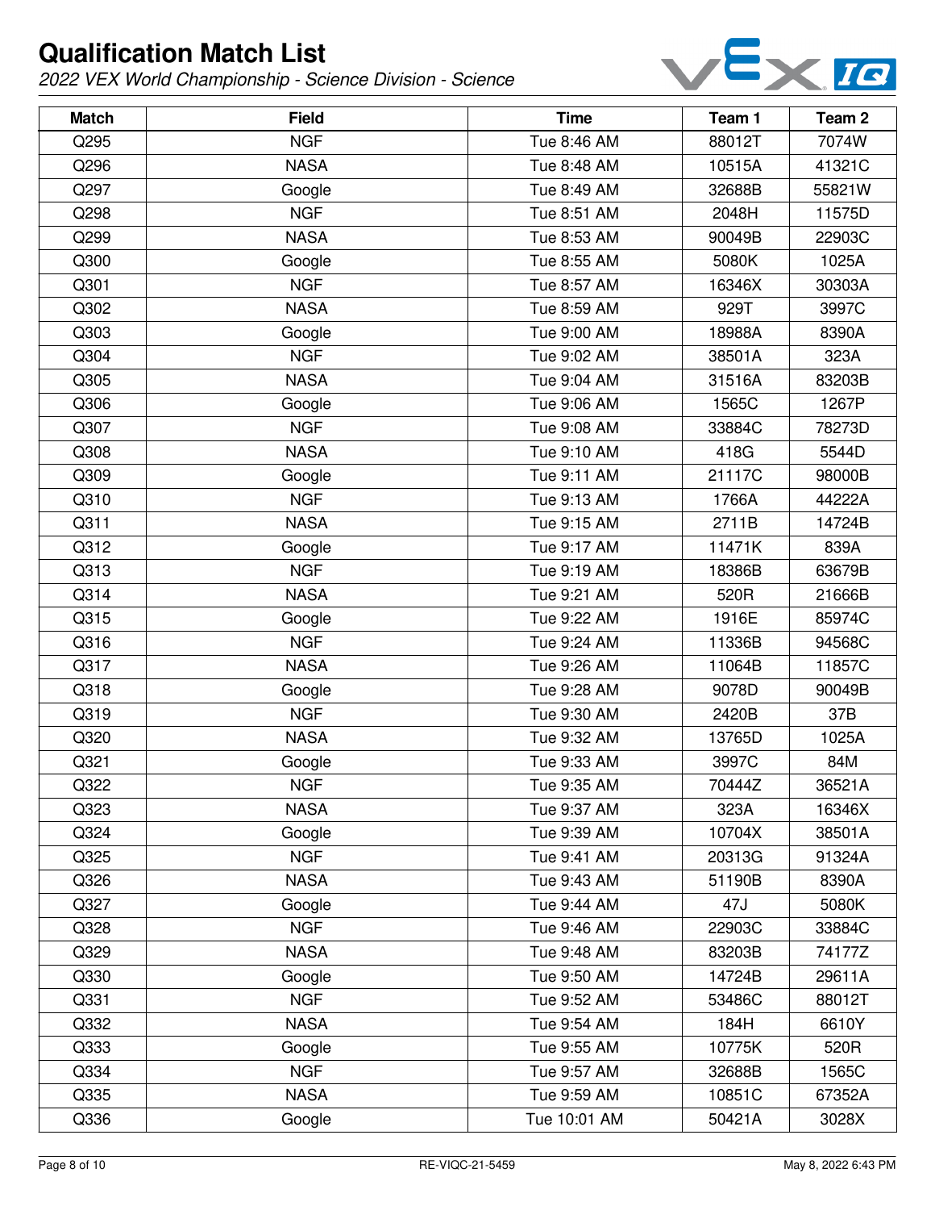# Qualification Match List

*2022 VEX World Championship - Science Division - Science*

| Match | Field | Time | Team 1 | Team 2 |
|---|---|---|---|---|
| Q295 | NGF | Tue 8:46 AM | 88012T | 7074W |
| Q296 | NASA | Tue 8:48 AM | 10515A | 41321C |
| Q297 | Google | Tue 8:49 AM | 32688B | 55821W |
| Q298 | NGF | Tue 8:51 AM | 2048H | 11575D |
| Q299 | NASA | Tue 8:53 AM | 90049B | 22903C |
| Q300 | Google | Tue 8:55 AM | 5080K | 1025A |
| Q301 | NGF | Tue 8:57 AM | 16346X | 30303A |
| Q302 | NASA | Tue 8:59 AM | 929T | 3997C |
| Q303 | Google | Tue 9:00 AM | 18988A | 8390A |
| Q304 | NGF | Tue 9:02 AM | 38501A | 323A |
| Q305 | NASA | Tue 9:04 AM | 31516A | 83203B |
| Q306 | Google | Tue 9:06 AM | 1565C | 1267P |
| Q307 | NGF | Tue 9:08 AM | 33884C | 78273D |
| Q308 | NASA | Tue 9:10 AM | 418G | 5544D |
| Q309 | Google | Tue 9:11 AM | 21117C | 98000B |
| Q310 | NGF | Tue 9:13 AM | 1766A | 44222A |
| Q311 | NASA | Tue 9:15 AM | 2711B | 14724B |
| Q312 | Google | Tue 9:17 AM | 11471K | 839A |
| Q313 | NGF | Tue 9:19 AM | 18386B | 63679B |
| Q314 | NASA | Tue 9:21 AM | 520R | 21666B |
| Q315 | Google | Tue 9:22 AM | 1916E | 85974C |
| Q316 | NGF | Tue 9:24 AM | 11336B | 94568C |
| Q317 | NASA | Tue 9:26 AM | 11064B | 11857C |
| Q318 | Google | Tue 9:28 AM | 9078D | 90049B |
| Q319 | NGF | Tue 9:30 AM | 2420B | 37B |
| Q320 | NASA | Tue 9:32 AM | 13765D | 1025A |
| Q321 | Google | Tue 9:33 AM | 3997C | 84M |
| Q322 | NGF | Tue 9:35 AM | 70444Z | 36521A |
| Q323 | NASA | Tue 9:37 AM | 323A | 16346X |
| Q324 | Google | Tue 9:39 AM | 10704X | 38501A |
| Q325 | NGF | Tue 9:41 AM | 20313G | 91324A |
| Q326 | NASA | Tue 9:43 AM | 51190B | 8390A |
| Q327 | Google | Tue 9:44 AM | 47J | 5080K |
| Q328 | NGF | Tue 9:46 AM | 22903C | 33884C |
| Q329 | NASA | Tue 9:48 AM | 83203B | 74177Z |
| Q330 | Google | Tue 9:50 AM | 14724B | 29611A |
| Q331 | NGF | Tue 9:52 AM | 53486C | 88012T |
| Q332 | NASA | Tue 9:54 AM | 184H | 6610Y |
| Q333 | Google | Tue 9:55 AM | 10775K | 520R |
| Q334 | NGF | Tue 9:57 AM | 32688B | 1565C |
| Q335 | NASA | Tue 9:59 AM | 10851C | 67352A |
| Q336 | Google | Tue 10:01 AM | 50421A | 3028X |

RE-VIQC-21-5459 May 8, 2022 6:43 PM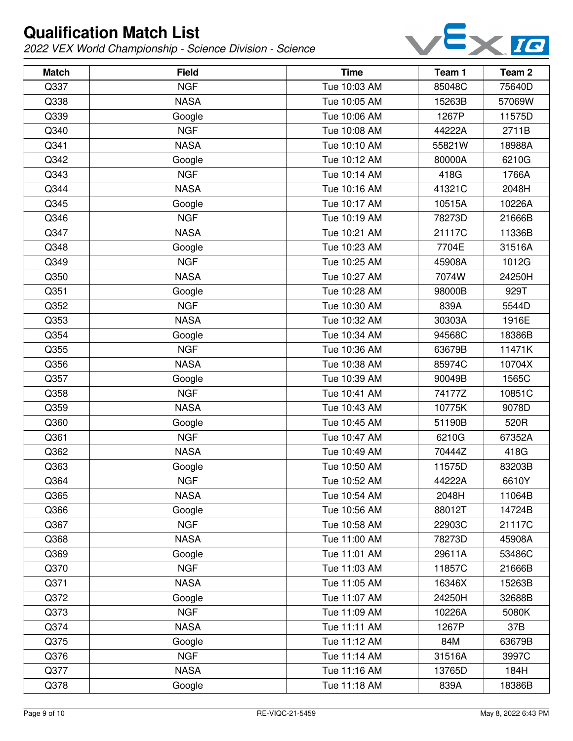# Qualification Match List

*2022 VEX World Championship - Science Division - Science*

| Match | Field | Time | Team 1 | Team 2 |
|---|---|---|---|---|
| Q337 | NGF | Tue 10:03 AM | 85048C | 75640D |
| Q338 | NASA | Tue 10:05 AM | 15263B | 57069W |
| Q339 | Google | Tue 10:06 AM | 1267P | 11575D |
| Q340 | NGF | Tue 10:08 AM | 44222A | 2711B |
| Q341 | NASA | Tue 10:10 AM | 55821W | 18988A |
| Q342 | Google | Tue 10:12 AM | 80000A | 6210G |
| Q343 | NGF | Tue 10:14 AM | 418G | 1766A |
| Q344 | NASA | Tue 10:16 AM | 41321C | 2048H |
| Q345 | Google | Tue 10:17 AM | 10515A | 10226A |
| Q346 | NGF | Tue 10:19 AM | 78273D | 21666B |
| Q347 | NASA | Tue 10:21 AM | 21117C | 11336B |
| Q348 | Google | Tue 10:23 AM | 7704E | 31516A |
| Q349 | NGF | Tue 10:25 AM | 45908A | 1012G |
| Q350 | NASA | Tue 10:27 AM | 7074W | 24250H |
| Q351 | Google | Tue 10:28 AM | 98000B | 929T |
| Q352 | NGF | Tue 10:30 AM | 839A | 5544D |
| Q353 | NASA | Tue 10:32 AM | 30303A | 1916E |
| Q354 | Google | Tue 10:34 AM | 94568C | 18386B |
| Q355 | NGF | Tue 10:36 AM | 63679B | 11471K |
| Q356 | NASA | Tue 10:38 AM | 85974C | 10704X |
| Q357 | Google | Tue 10:39 AM | 90049B | 1565C |
| Q358 | NGF | Tue 10:41 AM | 74177Z | 10851C |
| Q359 | NASA | Tue 10:43 AM | 10775K | 9078D |
| Q360 | Google | Tue 10:45 AM | 51190B | 520R |
| Q361 | NGF | Tue 10:47 AM | 6210G | 67352A |
| Q362 | NASA | Tue 10:49 AM | 70444Z | 418G |
| Q363 | Google | Tue 10:50 AM | 11575D | 83203B |
| Q364 | NGF | Tue 10:52 AM | 44222A | 6610Y |
| Q365 | NASA | Tue 10:54 AM | 2048H | 11064B |
| Q366 | Google | Tue 10:56 AM | 88012T | 14724B |
| Q367 | NGF | Tue 10:58 AM | 22903C | 21117C |
| Q368 | NASA | Tue 11:00 AM | 78273D | 45908A |
| Q369 | Google | Tue 11:01 AM | 29611A | 53486C |
| Q370 | NGF | Tue 11:03 AM | 11857C | 21666B |
| Q371 | NASA | Tue 11:05 AM | 16346X | 15263B |
| Q372 | Google | Tue 11:07 AM | 24250H | 32688B |
| Q373 | NGF | Tue 11:09 AM | 10226A | 5080K |
| Q374 | NASA | Tue 11:11 AM | 1267P | 37B |
| Q375 | Google | Tue 11:12 AM | 84M | 63679B |
| Q376 | NGF | Tue 11:14 AM | 31516A | 3997C |
| Q377 | NASA | Tue 11:16 AM | 13765D | 184H |
| Q378 | Google | Tue 11:18 AM | 839A | 18386B |

RE-VIQC-21-5459

May 8, 2022 6:43 PM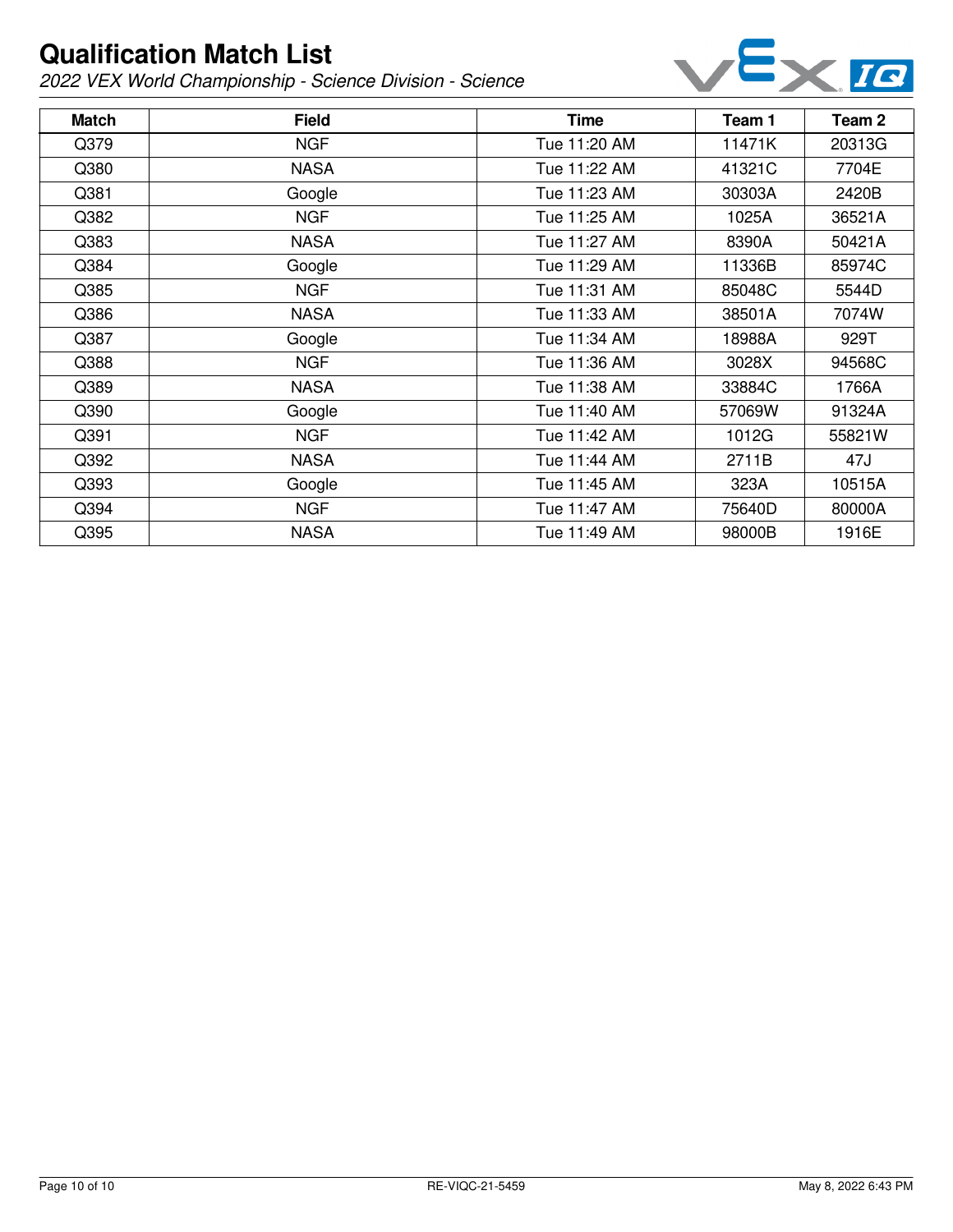# Qualification Match List

*2022 VEX World Championship - Science Division - Science*

| Match | Field | Time | Team 1 | Team 2 |
|---|---|---|---|---|
| Q379 | NGF | Tue 11:20 AM | 11471K | 20313G |
| Q380 | NASA | Tue 11:22 AM | 41321C | 7704E |
| Q381 | Google | Tue 11:23 AM | 30303A | 2420B |
| Q382 | NGF | Tue 11:25 AM | 1025A | 36521A |
| Q383 | NASA | Tue 11:27 AM | 8390A | 50421A |
| Q384 | Google | Tue 11:29 AM | 11336B | 85974C |
| Q385 | NGF | Tue 11:31 AM | 85048C | 5544D |
| Q386 | NASA | Tue 11:33 AM | 38501A | 7074W |
| Q387 | Google | Tue 11:34 AM | 18988A | 929T |
| Q388 | NGF | Tue 11:36 AM | 3028X | 94568C |
| Q389 | NASA | Tue 11:38 AM | 33884C | 1766A |
| Q390 | Google | Tue 11:40 AM | 57069W | 91324A |
| Q391 | NGF | Tue 11:42 AM | 1012G | 55821W |
| Q392 | NASA | Tue 11:44 AM | 2711B | 47J |
| Q393 | Google | Tue 11:45 AM | 323A | 10515A |
| Q394 | NGF | Tue 11:47 AM | 75640D | 80000A |
| Q395 | NASA | Tue 11:49 AM | 98000B | 1916E |